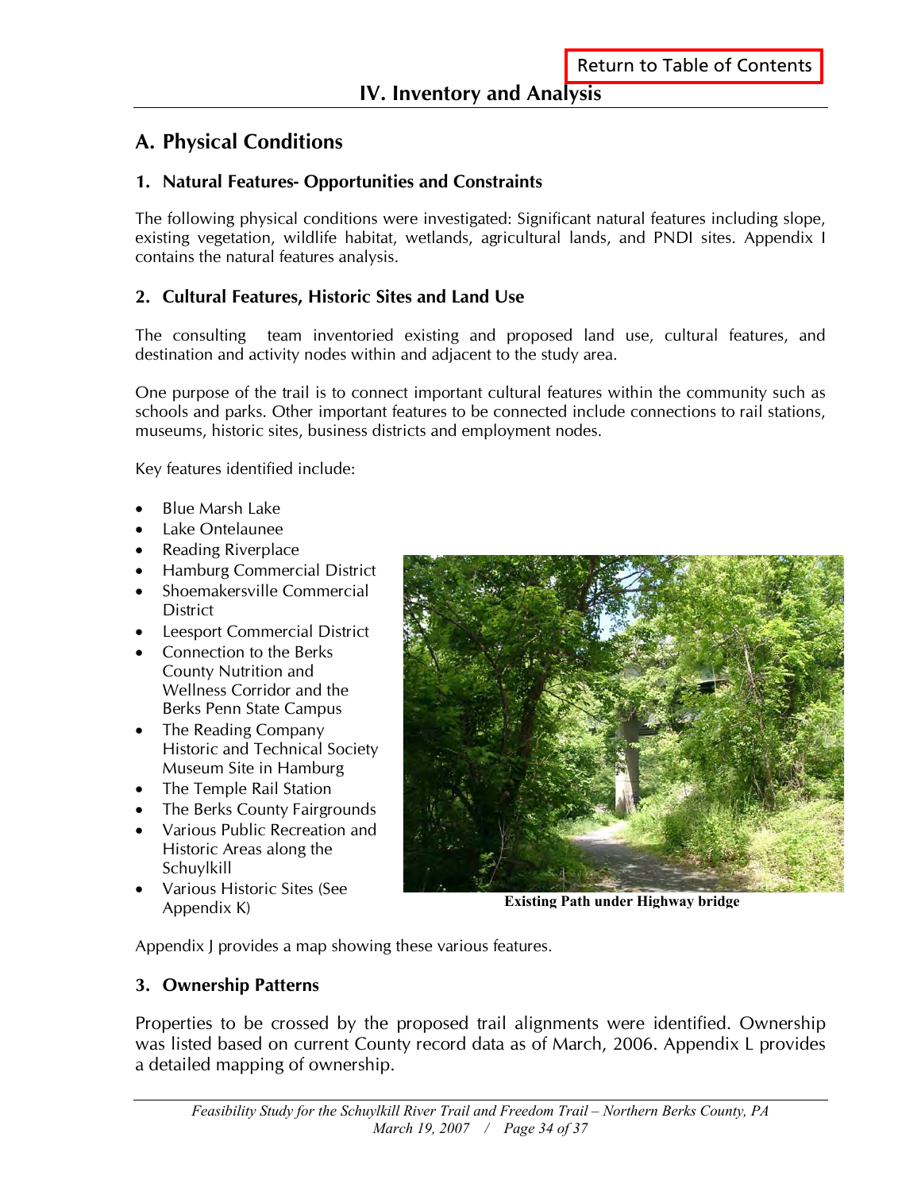Return to Table of Contents

# IV. Inventory and Analysis

## A. Physical Conditions

### 1. Natural Features- Opportunities and Constraints

The following physical conditions were investigated: Significant natural features including slope, existing vegetation, wildlife habitat, wetlands, agricultural lands, and PNDI sites. Appendix I contains the natural features analysis.

### 2. Cultural Features, Historic Sites and Land Use

The consulting team inventoried existing and proposed land use, cultural features, and destination and activity nodes within and adjacent to the study area.

One purpose of the trail is to connect important cultural features within the community such as schools and parks. Other important features to be connected include connections to rail stations, museums, historic sites, business districts and employment nodes.

Key features identified include:

- Blue Marsh Lake
- Lake Ontelaunee
- Reading Riverplace
- Hamburg Commercial District
- Shoemakersville Commercial District
- Leesport Commercial District
- Connection to the Berks County Nutrition and Wellness Corridor and the Berks Penn State Campus
- The Reading Company Historic and Technical Society Museum Site in Hamburg
- The Temple Rail Station
- The Berks County Fairgrounds
- Various Public Recreation and Historic Areas along the Schuylkill
- Various Historic Sites (See Appendix K)

**Existing Path under Highway bridge**

Appendix J provides a map showing these various features.

### 3. Ownership Patterns

Properties to be crossed by the proposed trail alignments were identified. Ownership was listed based on current County record data as of March, 2006. Appendix L provides a detailed mapping of ownership.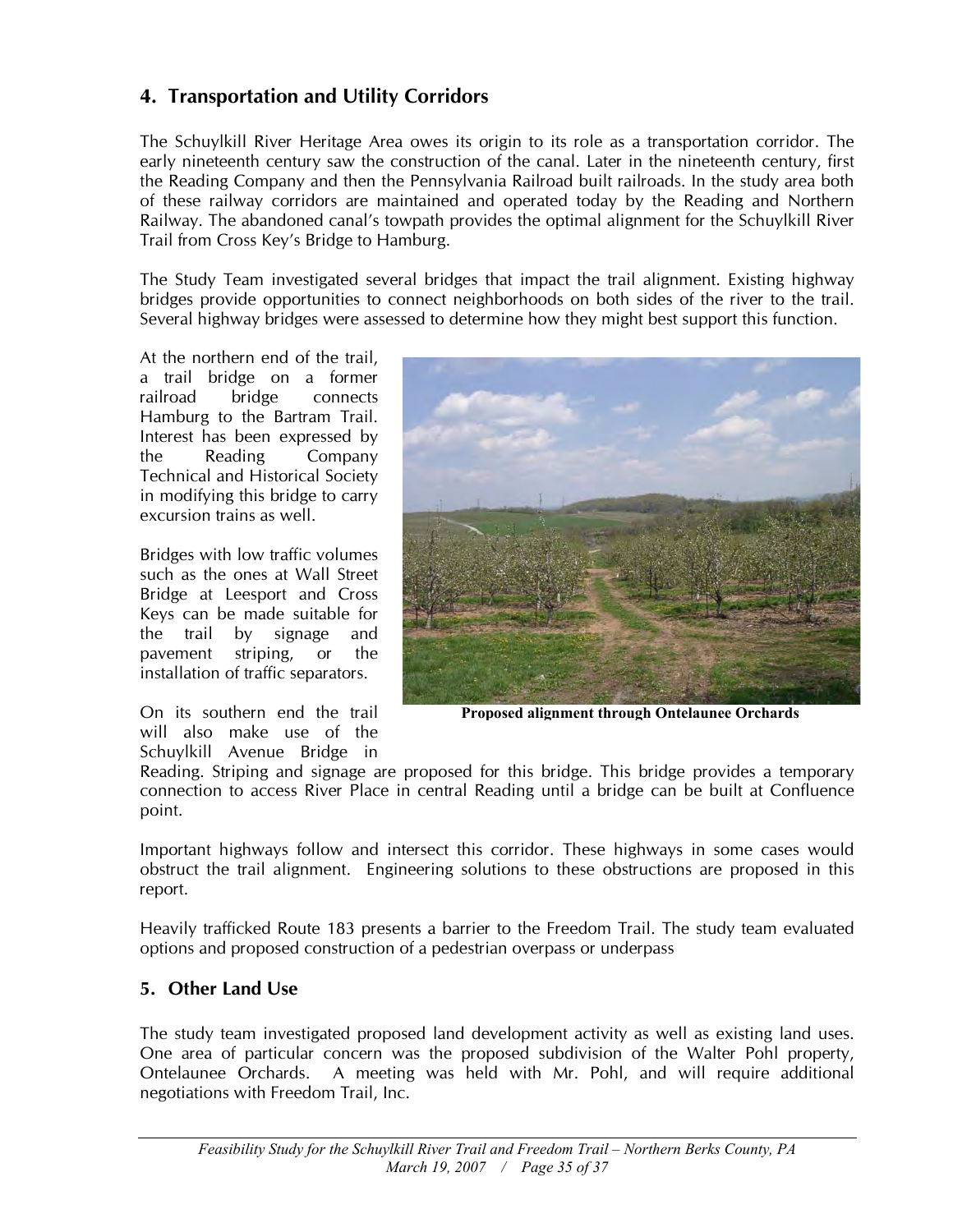## 4. Transportation and Utility Corridors

The Schuylkill River Heritage Area owes its origin to its role as a transportation corridor. The early nineteenth century saw the construction of the canal. Later in the nineteenth century, first the Reading Company and then the Pennsylvania Railroad built railroads. In the study area both of these railway corridors are maintained and operated today by the Reading and Northern Railway. The abandoned canal's towpath provides the optimal alignment for the Schuylkill River Trail from Cross Key's Bridge to Hamburg.

The Study Team investigated several bridges that impact the trail alignment. Existing highway bridges provide opportunities to connect neighborhoods on both sides of the river to the trail. Several highway bridges were assessed to determine how they might best support this function.

At the northern end of the trail, a trail bridge on a former railroad bridge connects Hamburg to the Bartram Trail. Interest has been expressed by the Reading Company Technical and Historical Society in modifying this bridge to carry excursion trains as well.

Proposed alignment through Ontelaunee Orchards

Bridges with low traffic volumes such as the ones at Wall Street Bridge at Leesport and Cross Keys can be made suitable for the trail by signage and pavement striping, or the installation of traffic separators.

On its southern end the trail will also make use of the Schuylkill Avenue Bridge in Reading. Striping and signage are proposed for this bridge. This bridge provides a temporary connection to access River Place in central Reading until a bridge can be built at Confluence point.

Important highways follow and intersect this corridor. These highways in some cases would obstruct the trail alignment. Engineering solutions to these obstructions are proposed in this report.

Heavily trafficked Route 183 presents a barrier to the Freedom Trail. The study team evaluated options and proposed construction of a pedestrian overpass or underpass

## 5. Other Land Use

The study team investigated proposed land development activity as well as existing land uses. One area of particular concern was the proposed subdivision of the Walter Pohl property, Ontelaunee Orchards. A meeting was held with Mr. Pohl, and will require additional negotiations with Freedom Trail, Inc.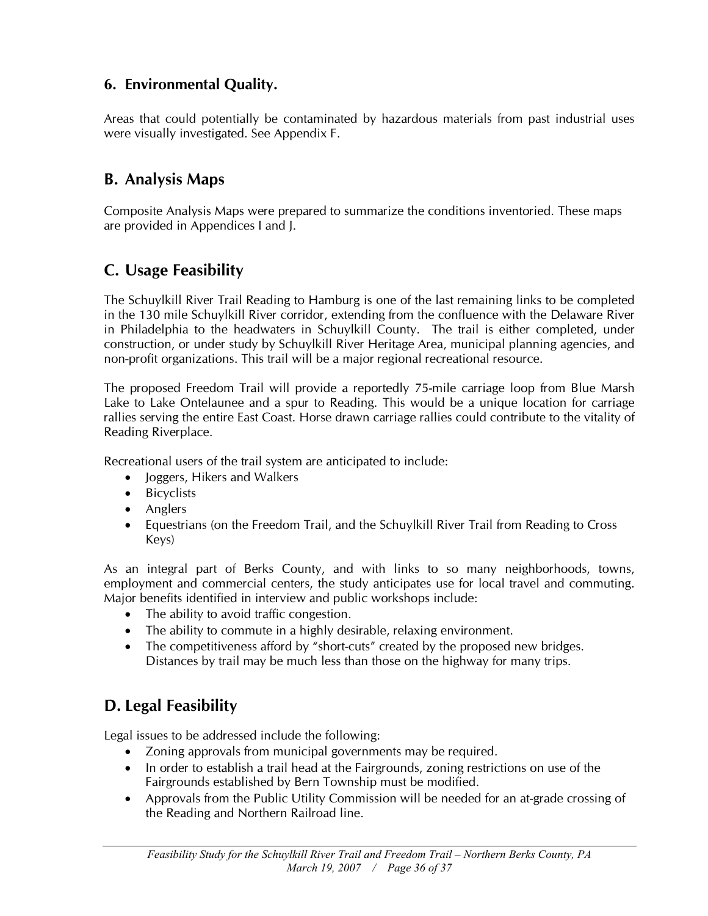### 6. Environmental Quality.

Areas that could potentially be contaminated by hazardous materials from past industrial uses were visually investigated. See Appendix F.

## B. Analysis Maps

Composite Analysis Maps were prepared to summarize the conditions inventoried. These maps are provided in Appendices I and J.

## C. Usage Feasibility

The Schuylkill River Trail Reading to Hamburg is one of the last remaining links to be completed in the 130 mile Schuylkill River corridor, extending from the confluence with the Delaware River in Philadelphia to the headwaters in Schuylkill County. The trail is either completed, under construction, or under study by Schuylkill River Heritage Area, municipal planning agencies, and non-profit organizations. This trail will be a major regional recreational resource.

The proposed Freedom Trail will provide a reportedly 75-mile carriage loop from Blue Marsh Lake to Lake Ontelaunee and a spur to Reading. This would be a unique location for carriage rallies serving the entire East Coast. Horse drawn carriage rallies could contribute to the vitality of Reading Riverplace.

Recreational users of the trail system are anticipated to include:

- Joggers, Hikers and Walkers
- Bicyclists
- Anglers
- Equestrians (on the Freedom Trail, and the Schuylkill River Trail from Reading to Cross Keys)

As an integral part of Berks County, and with links to so many neighborhoods, towns, employment and commercial centers, the study anticipates use for local travel and commuting. Major benefits identified in interview and public workshops include:

- The ability to avoid traffic congestion.
- The ability to commute in a highly desirable, relaxing environment.
- The competitiveness afford by "short-cuts" created by the proposed new bridges. Distances by trail may be much less than those on the highway for many trips.

## D. Legal Feasibility

Legal issues to be addressed include the following:

- Zoning approvals from municipal governments may be required.
- In order to establish a trail head at the Fairgrounds, zoning restrictions on use of the Fairgrounds established by Bern Township must be modified.
- Approvals from the Public Utility Commission will be needed for an at-grade crossing of the Reading and Northern Railroad line.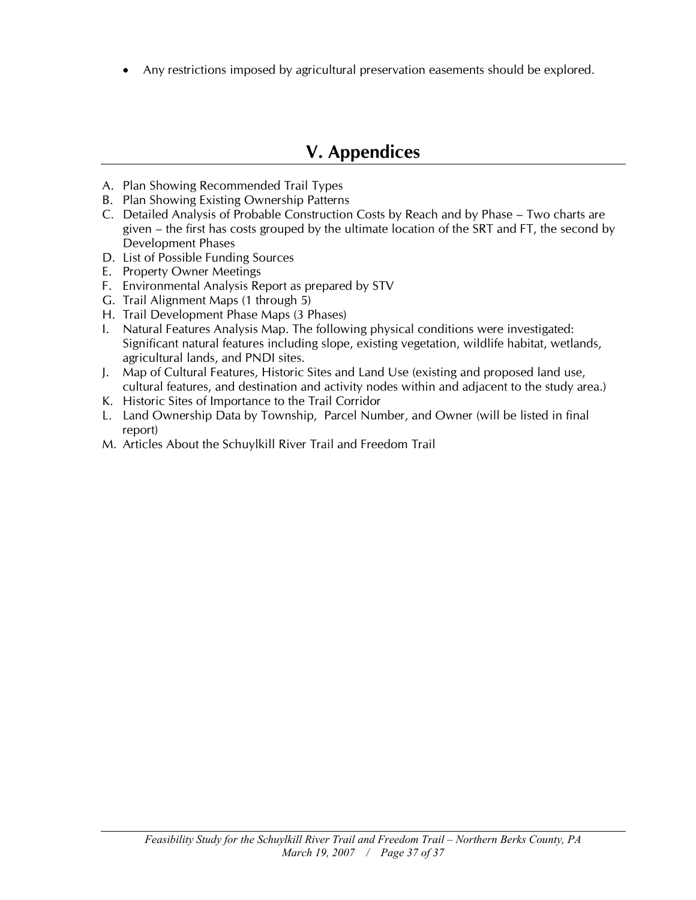- Any restrictions imposed by agricultural preservation easements should be explored.

## V. Appendices

A. Plan Showing Recommended Trail Types
B. Plan Showing Existing Ownership Patterns
C. Detailed Analysis of Probable Construction Costs by Reach and by Phase – Two charts are given – the first has costs grouped by the ultimate location of the SRT and FT, the second by Development Phases
D. List of Possible Funding Sources
E. Property Owner Meetings
F. Environmental Analysis Report as prepared by STV
G. Trail Alignment Maps (1 through 5)
H. Trail Development Phase Maps (3 Phases)
I. Natural Features Analysis Map. The following physical conditions were investigated: Significant natural features including slope, existing vegetation, wildlife habitat, wetlands, agricultural lands, and PNDI sites.
J. Map of Cultural Features, Historic Sites and Land Use (existing and proposed land use, cultural features, and destination and activity nodes within and adjacent to the study area.)
K. Historic Sites of Importance to the Trail Corridor
L. Land Ownership Data by Township, Parcel Number, and Owner (will be listed in final report)
M. Articles About the Schuylkill River Trail and Freedom Trail